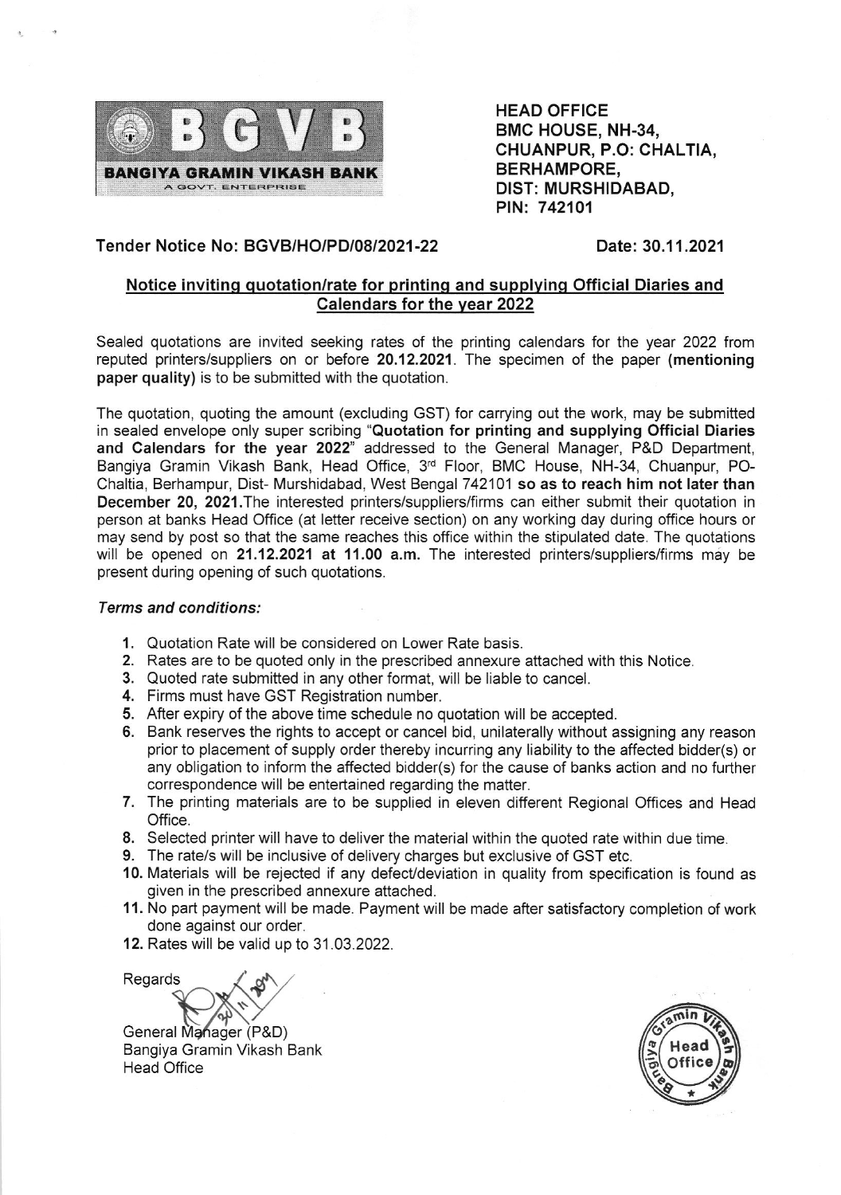**BGVB**

**BANGIYA GRAMIN VIKASH BANK**

A GOVT. ENTERPRISE

**HEAD OFFICE**
**BMC HOUSE, NH-34,**
**CHUANPUR, P.O: CHALTIA,**
**BERHAMPORE,**
**DIST: MURSHIDABAD,**
**PIN: 742101**

**Tender Notice No: BGVB/HO/PD/08/2021-22** **Date: 30.11.2021**

## Notice inviting quotation/rate for printing and supplying Official Diaries and Calendars for the year 2022

Sealed quotations are invited seeking rates of the printing calendars for the year 2022 from reputed printers/suppliers on or before **20.12.2021**. The specimen of the paper **(mentioning paper quality)** is to be submitted with the quotation.

The quotation, quoting the amount (excluding GST) for carrying out the work, may be submitted in sealed envelope only super scribing "**Quotation for printing and supplying Official Diaries and Calendars for the year 2022**" addressed to the General Manager, P&D Department, Bangiya Gramin Vikash Bank, Head Office, 3rd Floor, BMC House, NH-34, Chuanpur, PO-Chaltia, Berhampur, Dist- Murshidabad, West Bengal 742101 **so as to reach him not later than December 20, 2021.** The interested printers/suppliers/firms can either submit their quotation in person at banks Head Office (at letter receive section) on any working day during office hours or may send by post so that the same reaches this office within the stipulated date. The quotations will be opened on **21.12.2021 at 11.00 a.m.** The interested printers/suppliers/firms may be present during opening of such quotations.

### *Terms and conditions:*

1. Quotation Rate will be considered on Lower Rate basis.
2. Rates are to be quoted only in the prescribed annexure attached with this Notice.
3. Quoted rate submitted in any other format, will be liable to cancel.
4. Firms must have GST Registration number.
5. After expiry of the above time schedule no quotation will be accepted.
6. Bank reserves the rights to accept or cancel bid, unilaterally without assigning any reason prior to placement of supply order thereby incurring any liability to the affected bidder(s) or any obligation to inform the affected bidder(s) for the cause of banks action and no further correspondence will be entertained regarding the matter.
7. The printing materials are to be supplied in eleven different Regional Offices and Head Office.
8. Selected printer will have to deliver the material within the quoted rate within due time.
9. The rate/s will be inclusive of delivery charges but exclusive of GST etc.
10. Materials will be rejected if any defect/deviation in quality from specification is found as given in the prescribed annexure attached.
11. No part payment will be made. Payment will be made after satisfactory completion of work done against our order.
12. Rates will be valid up to 31.03.2022.

Regards

General Manager (P&D)
Bangiya Gramin Vikash Bank
Head Office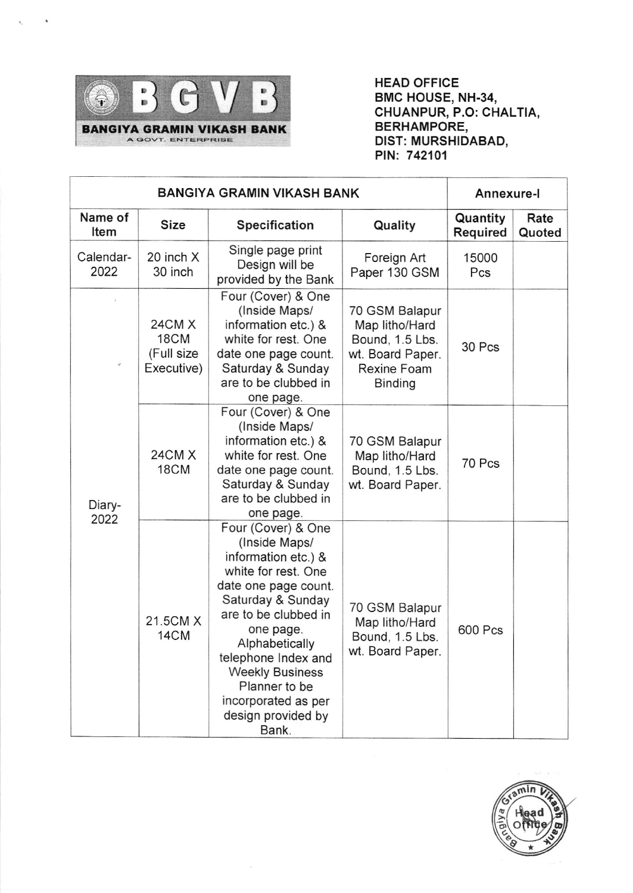**BANGIYA GRAMIN VIKASH BANK**
A GOVT. ENTERPRISE

HEAD OFFICE
BMC HOUSE, NH-34,
CHUANPUR, P.O: CHALTIA,
BERHAMPORE,
DIST: MURSHIDABAD,
PIN: 742101

| BANGIYA GRAMIN VIKASH BANK | | | | Annexure-I | |
|---|---|---|---|---|---|
| Name of Item | Size | Specification | Quality | Quantity Required | Rate Quoted |
| Calendar-2022 | 20 inch X 30 inch | Single page print Design will be provided by the Bank | Foreign Art Paper 130 GSM | 15000 Pcs | |
| Diary-2022 | 24CM X 18CM (Full size Executive) | Four (Cover) & One (Inside Maps/ information etc.) & white for rest. One date one page count. Saturday & Sunday are to be clubbed in one page. | 70 GSM Balapur Map litho/Hard Bound, 1.5 Lbs. wt. Board Paper. Rexine Foam Binding | 30 Pcs | |
| | 24CM X 18CM | Four (Cover) & One (Inside Maps/ information etc.) & white for rest. One date one page count. Saturday & Sunday are to be clubbed in one page. | 70 GSM Balapur Map litho/Hard Bound, 1.5 Lbs. wt. Board Paper. | 70 Pcs | |
| | 21.5CM X 14CM | Four (Cover) & One (Inside Maps/ information etc.) & white for rest. One date one page count. Saturday & Sunday are to be clubbed in one page. Alphabetically telephone Index and Weekly Business Planner to be incorporated as per design provided by Bank. | 70 GSM Balapur Map litho/Hard Bound, 1.5 Lbs. wt. Board Paper. | 600 Pcs | |